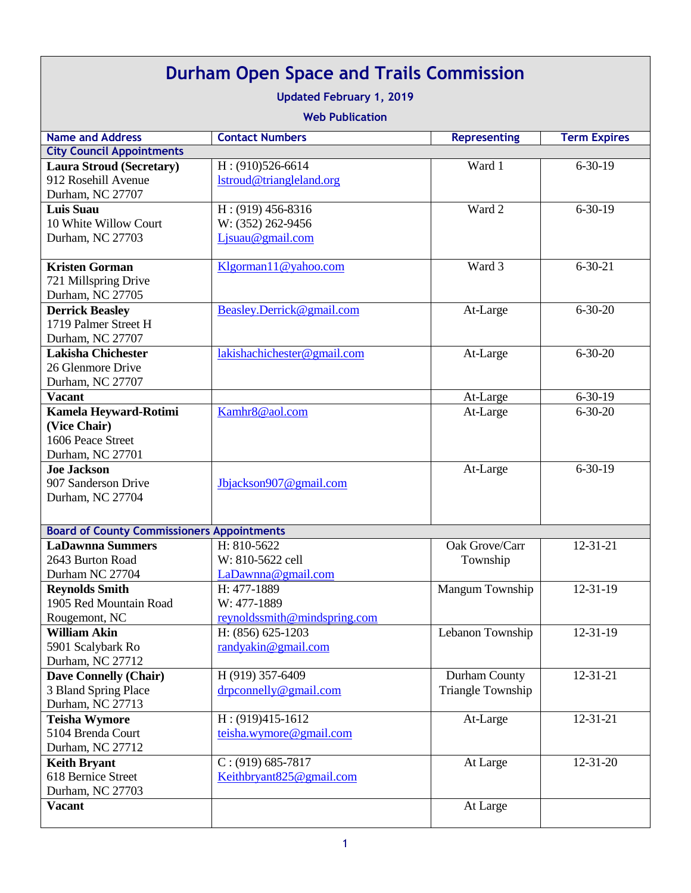# Durham Open Space and Trails Commission

**Updated February 1, 2019**

**Web Publication**

| Name and Address | Contact Numbers | Representing | Term Expires |
|---|---|---|---|
| **City Council Appointments** | | | |
| **Laura Stroud (Secretary)**<br>912 Rosehill Avenue<br>Durham, NC 27707 | H : (910)526-6614<br>lstroud@triangleland.org | Ward 1 | 6-30-19 |
| **Luis Suau**<br>10 White Willow Court<br>Durham, NC 27703 | H : (919) 456-8316<br>W: (352) 262-9456<br>Ljsuau@gmail.com | Ward 2 | 6-30-19 |
| **Kristen Gorman**<br>721 Millspring Drive<br>Durham, NC 27705 | Klgorman11@yahoo.com | Ward 3 | 6-30-21 |
| **Derrick Beasley**<br>1719 Palmer Street H<br>Durham, NC 27707 | Beasley.Derrick@gmail.com | At-Large | 6-30-20 |
| **Lakisha Chichester**<br>26 Glenmore Drive<br>Durham, NC 27707 | lakishachichester@gmail.com | At-Large | 6-30-20 |
| **Vacant** | | At-Large | 6-30-19 |
| **Kamela Heyward-Rotimi (Vice Chair)**<br>1606 Peace Street<br>Durham, NC 27701 | Kamhr8@aol.com | At-Large | 6-30-20 |
| **Joe Jackson**<br>907 Sanderson Drive<br>Durham, NC 27704 | Jbjackson907@gmail.com | At-Large | 6-30-19 |
| **Board of County Commissioners Appointments** | | | |
| **LaDawnna Summers**<br>2643 Burton Road<br>Durham NC 27704 | H: 810-5622<br>W: 810-5622 cell<br>LaDawnna@gmail.com | Oak Grove/Carr Township | 12-31-21 |
| **Reynolds Smith**<br>1905 Red Mountain Road<br>Rougemont, NC | H: 477-1889<br>W: 477-1889<br>reynoldssmith@mindspring.com | Mangum Township | 12-31-19 |
| **William Akin**<br>5901 Scalybark Ro<br>Durham, NC 27712 | H: (856) 625-1203<br>randyakin@gmail.com | Lebanon Township | 12-31-19 |
| **Dave Connelly (Chair)**<br>3 Bland Spring Place<br>Durham, NC 27713 | H (919) 357-6409<br>drpconnelly@gmail.com | Durham County Triangle Township | 12-31-21 |
| **Teisha Wymore**<br>5104 Brenda Court<br>Durham, NC 27712 | H : (919)415-1612<br>teisha.wymore@gmail.com | At-Large | 12-31-21 |
| **Keith Bryant**<br>618 Bernice Street<br>Durham, NC 27703 | C : (919) 685-7817<br>Keithbryant825@gmail.com | At Large | 12-31-20 |
| **Vacant** | | At Large | |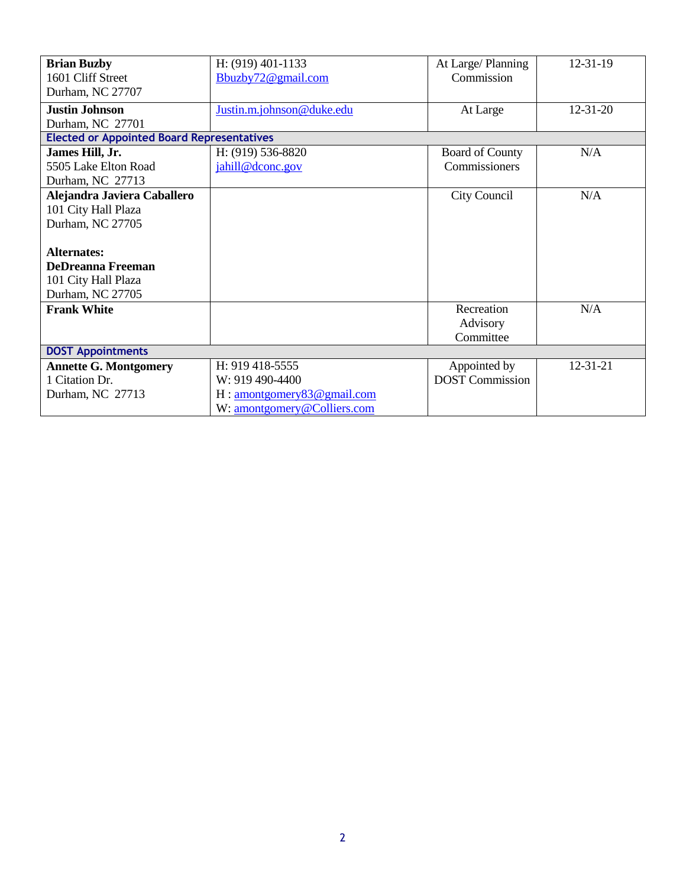| | | | |
|---|---|---|---|
| **Brian Buzby**<br>1601 Cliff Street<br>Durham, NC 27707 | H: (919) 401-1133<br>Bbuzby72@gmail.com | At Large/ Planning Commission | 12-31-19 |
| **Justin Johnson**<br>Durham, NC 27701 | Justin.m.johnson@duke.edu | At Large | 12-31-20 |
| **Elected or Appointed Board Representatives** | | | |
| **James Hill, Jr.**<br>5505 Lake Elton Road<br>Durham, NC 27713 | H: (919) 536-8820<br>jahill@dconc.gov | Board of County Commissioners | N/A |
| **Alejandra Javiera Caballero**<br>101 City Hall Plaza<br>Durham, NC 27705<br><br>**Alternates:**<br>**DeDreanna Freeman**<br>101 City Hall Plaza<br>Durham, NC 27705 | | City Council | N/A |
| **Frank White** | | Recreation Advisory Committee | N/A |
| **DOST Appointments** | | | |
| **Annette G. Montgomery**<br>1 Citation Dr.<br>Durham, NC 27713 | H: 919 418-5555<br>W: 919 490-4400<br>H : amontgomery83@gmail.com<br>W: amontgomery@Colliers.com | Appointed by DOST Commission | 12-31-21 |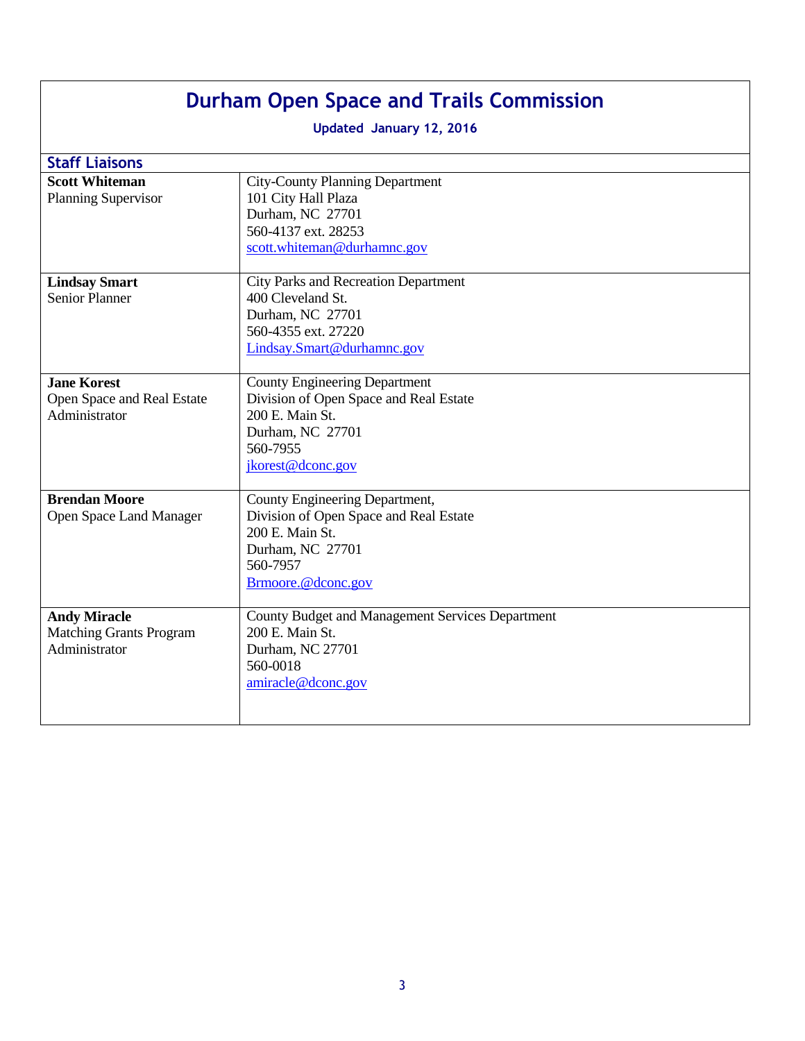# Durham Open Space and Trails Commission

**Updated January 12, 2016**

## Staff Liaisons

| | |
|---|---|
| **Scott Whiteman**<br>Planning Supervisor | City-County Planning Department<br>101 City Hall Plaza<br>Durham, NC 27701<br>560-4137 ext. 28253<br>scott.whiteman@durhamnc.gov |
| **Lindsay Smart**<br>Senior Planner | City Parks and Recreation Department<br>400 Cleveland St.<br>Durham, NC 27701<br>560-4355 ext. 27220<br>Lindsay.Smart@durhamnc.gov |
| **Jane Korest**<br>Open Space and Real Estate Administrator | County Engineering Department<br>Division of Open Space and Real Estate<br>200 E. Main St.<br>Durham, NC 27701<br>560-7955<br>jkorest@dconc.gov |
| **Brendan Moore**<br>Open Space Land Manager | County Engineering Department,<br>Division of Open Space and Real Estate<br>200 E. Main St.<br>Durham, NC 27701<br>560-7957<br>Brmoore.@dconc.gov |
| **Andy Miracle**<br>Matching Grants Program Administrator | County Budget and Management Services Department<br>200 E. Main St.<br>Durham, NC 27701<br>560-0018<br>amiracle@dconc.gov |